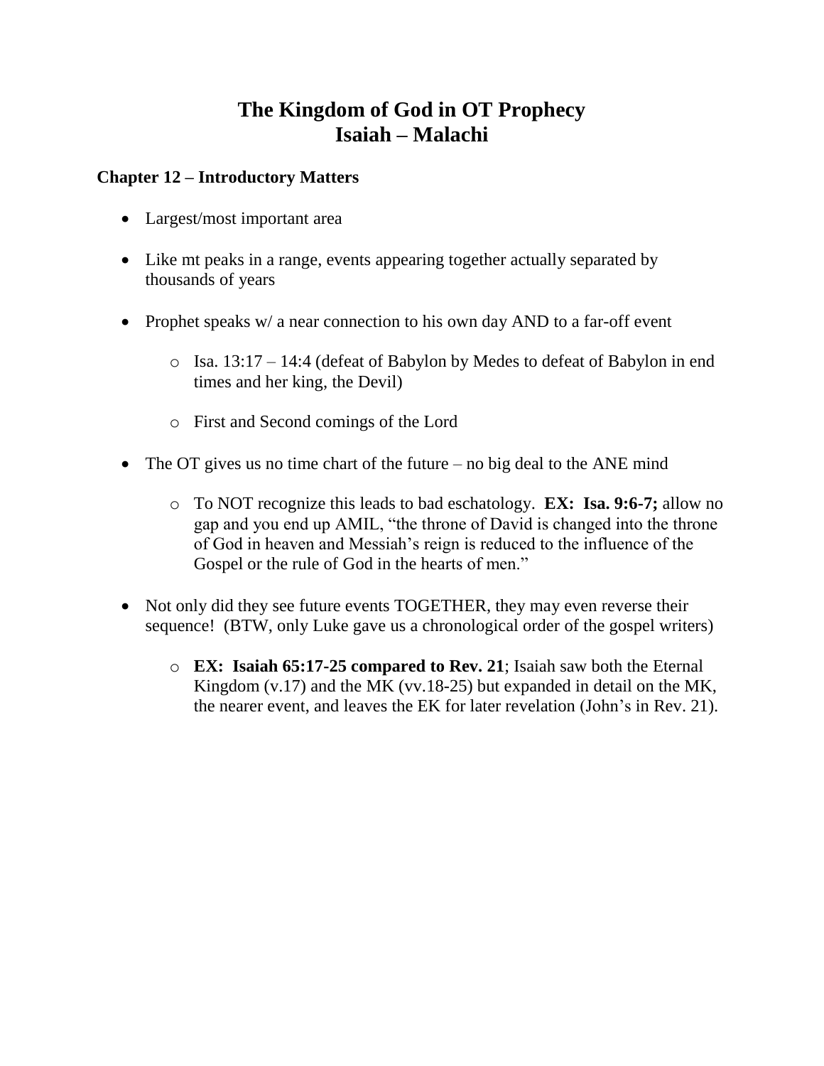# The Kingdom of God in OT Prophecy
# Isaiah – Malachi

### Chapter 12 – Introductory Matters

- Largest/most important area
- Like mt peaks in a range, events appearing together actually separated by thousands of years
- Prophet speaks w/ a near connection to his own day AND to a far-off event
    - Isa. 13:17 – 14:4 (defeat of Babylon by Medes to defeat of Babylon in end times and her king, the Devil)
    - First and Second comings of the Lord
- The OT gives us no time chart of the future – no big deal to the ANE mind
    - To NOT recognize this leads to bad eschatology. **EX: Isa. 9:6-7;** allow no gap and you end up AMIL, "the throne of David is changed into the throne of God in heaven and Messiah's reign is reduced to the influence of the Gospel or the rule of God in the hearts of men."
- Not only did they see future events TOGETHER, they may even reverse their sequence! (BTW, only Luke gave us a chronological order of the gospel writers)
    - **EX: Isaiah 65:17-25 compared to Rev. 21**; Isaiah saw both the Eternal Kingdom (v.17) and the MK (vv.18-25) but expanded in detail on the MK, the nearer event, and leaves the EK for later revelation (John's in Rev. 21).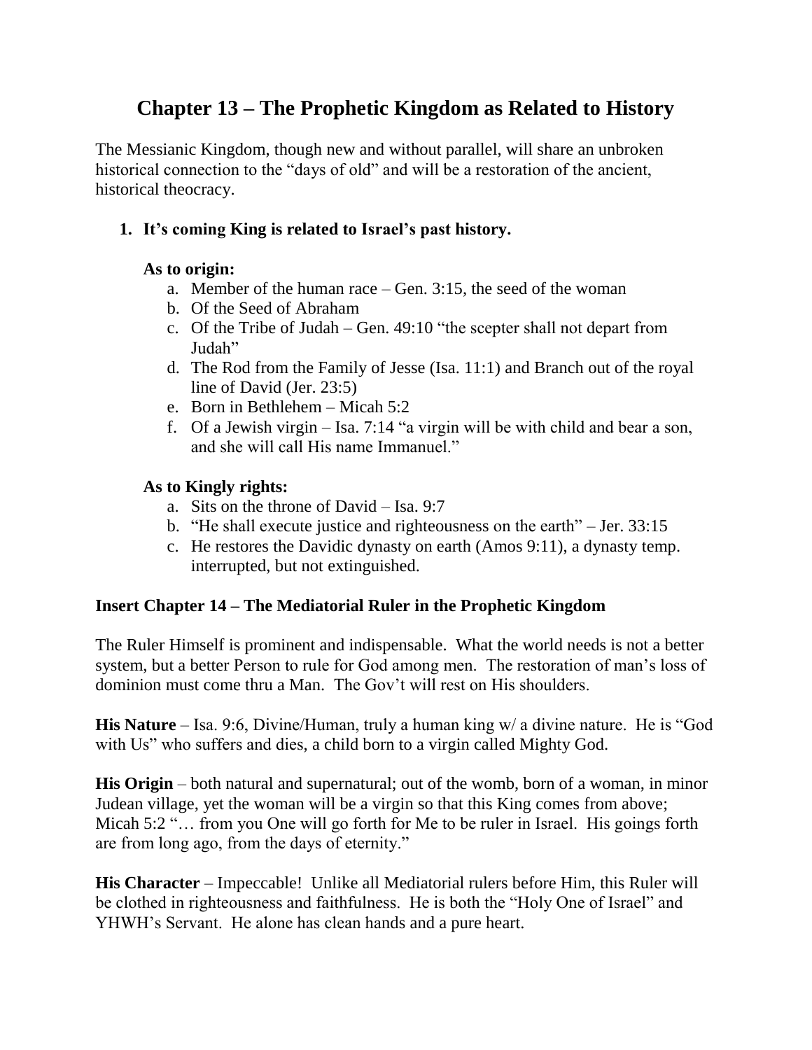# Chapter 13 – The Prophetic Kingdom as Related to History

The Messianic Kingdom, though new and without parallel, will share an unbroken historical connection to the "days of old" and will be a restoration of the ancient, historical theocracy.

1. **It's coming King is related to Israel's past history.**

   **As to origin:**

   a. Member of the human race – Gen. 3:15, the seed of the woman
   b. Of the Seed of Abraham
   c. Of the Tribe of Judah – Gen. 49:10 "the scepter shall not depart from Judah"
   d. The Rod from the Family of Jesse (Isa. 11:1) and Branch out of the royal line of David (Jer. 23:5)
   e. Born in Bethlehem – Micah 5:2
   f. Of a Jewish virgin – Isa. 7:14 "a virgin will be with child and bear a son, and she will call His name Immanuel."

   **As to Kingly rights:**

   a. Sits on the throne of David – Isa. 9:7
   b. "He shall execute justice and righteousness on the earth" – Jer. 33:15
   c. He restores the Davidic dynasty on earth (Amos 9:11), a dynasty temp. interrupted, but not extinguished.

**Insert Chapter 14 – The Mediatorial Ruler in the Prophetic Kingdom**

The Ruler Himself is prominent and indispensable. What the world needs is not a better system, but a better Person to rule for God among men. The restoration of man's loss of dominion must come thru a Man. The Gov't will rest on His shoulders.

**His Nature** – Isa. 9:6, Divine/Human, truly a human king w/ a divine nature. He is "God with Us" who suffers and dies, a child born to a virgin called Mighty God.

**His Origin** – both natural and supernatural; out of the womb, born of a woman, in minor Judean village, yet the woman will be a virgin so that this King comes from above; Micah 5:2 "… from you One will go forth for Me to be ruler in Israel. His goings forth are from long ago, from the days of eternity."

**His Character** – Impeccable! Unlike all Mediatorial rulers before Him, this Ruler will be clothed in righteousness and faithfulness. He is both the "Holy One of Israel" and YHWH's Servant. He alone has clean hands and a pure heart.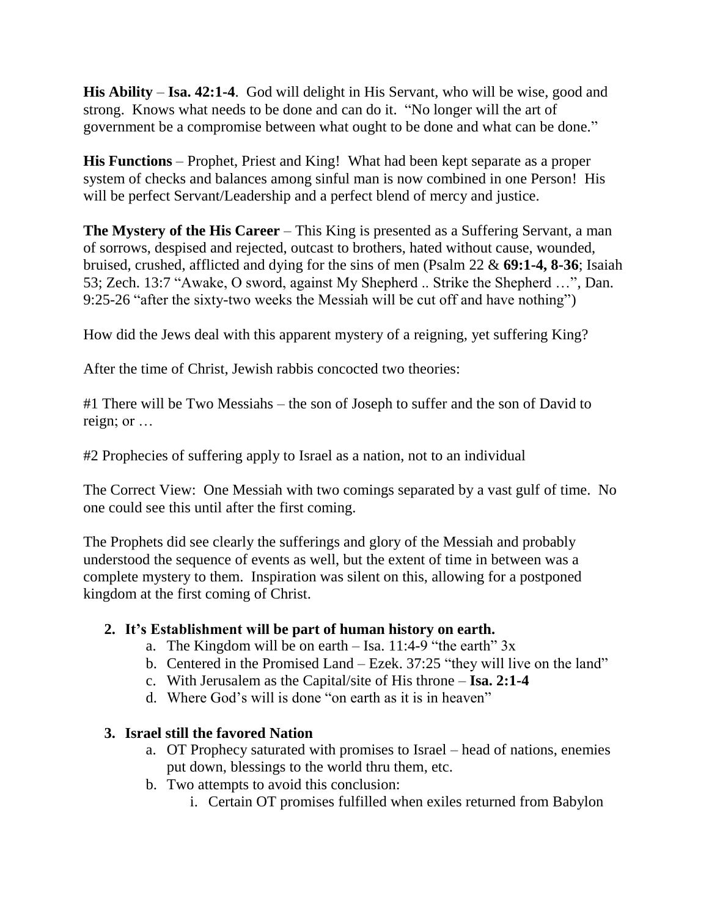**His Ability** – **Isa. 42:1-4**. God will delight in His Servant, who will be wise, good and strong. Knows what needs to be done and can do it. "No longer will the art of government be a compromise between what ought to be done and what can be done."

**His Functions** – Prophet, Priest and King! What had been kept separate as a proper system of checks and balances among sinful man is now combined in one Person! His will be perfect Servant/Leadership and a perfect blend of mercy and justice.

**The Mystery of the His Career** – This King is presented as a Suffering Servant, a man of sorrows, despised and rejected, outcast to brothers, hated without cause, wounded, bruised, crushed, afflicted and dying for the sins of men (Psalm 22 & **69:1-4, 8-36**; Isaiah 53; Zech. 13:7 "Awake, O sword, against My Shepherd .. Strike the Shepherd …", Dan. 9:25-26 "after the sixty-two weeks the Messiah will be cut off and have nothing")

How did the Jews deal with this apparent mystery of a reigning, yet suffering King?

After the time of Christ, Jewish rabbis concocted two theories:

#1 There will be Two Messiahs – the son of Joseph to suffer and the son of David to reign; or …

#2 Prophecies of suffering apply to Israel as a nation, not to an individual

The Correct View: One Messiah with two comings separated by a vast gulf of time. No one could see this until after the first coming.

The Prophets did see clearly the sufferings and glory of the Messiah and probably understood the sequence of events as well, but the extent of time in between was a complete mystery to them. Inspiration was silent on this, allowing for a postponed kingdom at the first coming of Christ.

2. **It's Establishment will be part of human history on earth.**
   a. The Kingdom will be on earth – Isa. 11:4-9 "the earth" 3x
   b. Centered in the Promised Land – Ezek. 37:25 "they will live on the land"
   c. With Jerusalem as the Capital/site of His throne – **Isa. 2:1-4**
   d. Where God's will is done "on earth as it is in heaven"

3. **Israel still the favored Nation**
   a. OT Prophecy saturated with promises to Israel – head of nations, enemies put down, blessings to the world thru them, etc.
   b. Two attempts to avoid this conclusion:
      i. Certain OT promises fulfilled when exiles returned from Babylon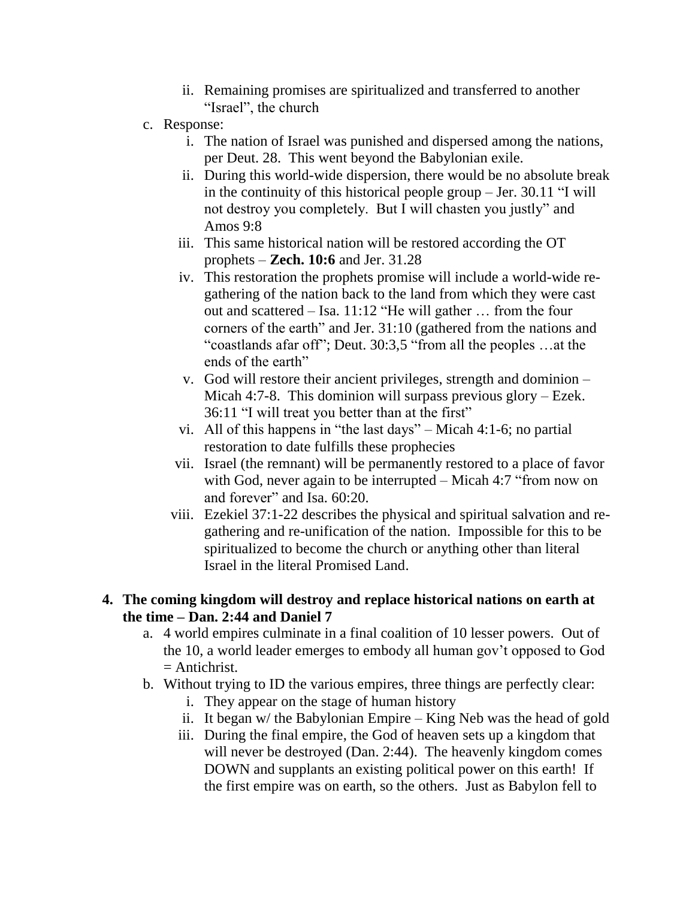- ii. Remaining promises are spiritualized and transferred to another "Israel", the church

- c. Response:
   - i. The nation of Israel was punished and dispersed among the nations, per Deut. 28. This went beyond the Babylonian exile.
   - ii. During this world-wide dispersion, there would be no absolute break in the continuity of this historical people group – Jer. 30.11 "I will not destroy you completely. But I will chasten you justly" and Amos 9:8
   - iii. This same historical nation will be restored according the OT prophets – **Zech. 10:6** and Jer. 31.28
   - iv. This restoration the prophets promise will include a world-wide re-gathering of the nation back to the land from which they were cast out and scattered – Isa. 11:12 "He will gather … from the four corners of the earth" and Jer. 31:10 (gathered from the nations and "coastlands afar off"; Deut. 30:3,5 "from all the peoples …at the ends of the earth"
   - v. God will restore their ancient privileges, strength and dominion – Micah 4:7-8. This dominion will surpass previous glory – Ezek. 36:11 "I will treat you better than at the first"
   - vi. All of this happens in "the last days" – Micah 4:1-6; no partial restoration to date fulfills these prophecies
   - vii. Israel (the remnant) will be permanently restored to a place of favor with God, never again to be interrupted – Micah 4:7 "from now on and forever" and Isa. 60:20.
   - viii. Ezekiel 37:1-22 describes the physical and spiritual salvation and re-gathering and re-unification of the nation. Impossible for this to be spiritualized to become the church or anything other than literal Israel in the literal Promised Land.

**4. The coming kingdom will destroy and replace historical nations on earth at the time – Dan. 2:44 and Daniel 7**

- a. 4 world empires culminate in a final coalition of 10 lesser powers. Out of the 10, a world leader emerges to embody all human gov't opposed to God = Antichrist.
- b. Without trying to ID the various empires, three things are perfectly clear:
   - i. They appear on the stage of human history
   - ii. It began w/ the Babylonian Empire – King Neb was the head of gold
   - iii. During the final empire, the God of heaven sets up a kingdom that will never be destroyed (Dan. 2:44). The heavenly kingdom comes DOWN and supplants an existing political power on this earth! If the first empire was on earth, so the others. Just as Babylon fell to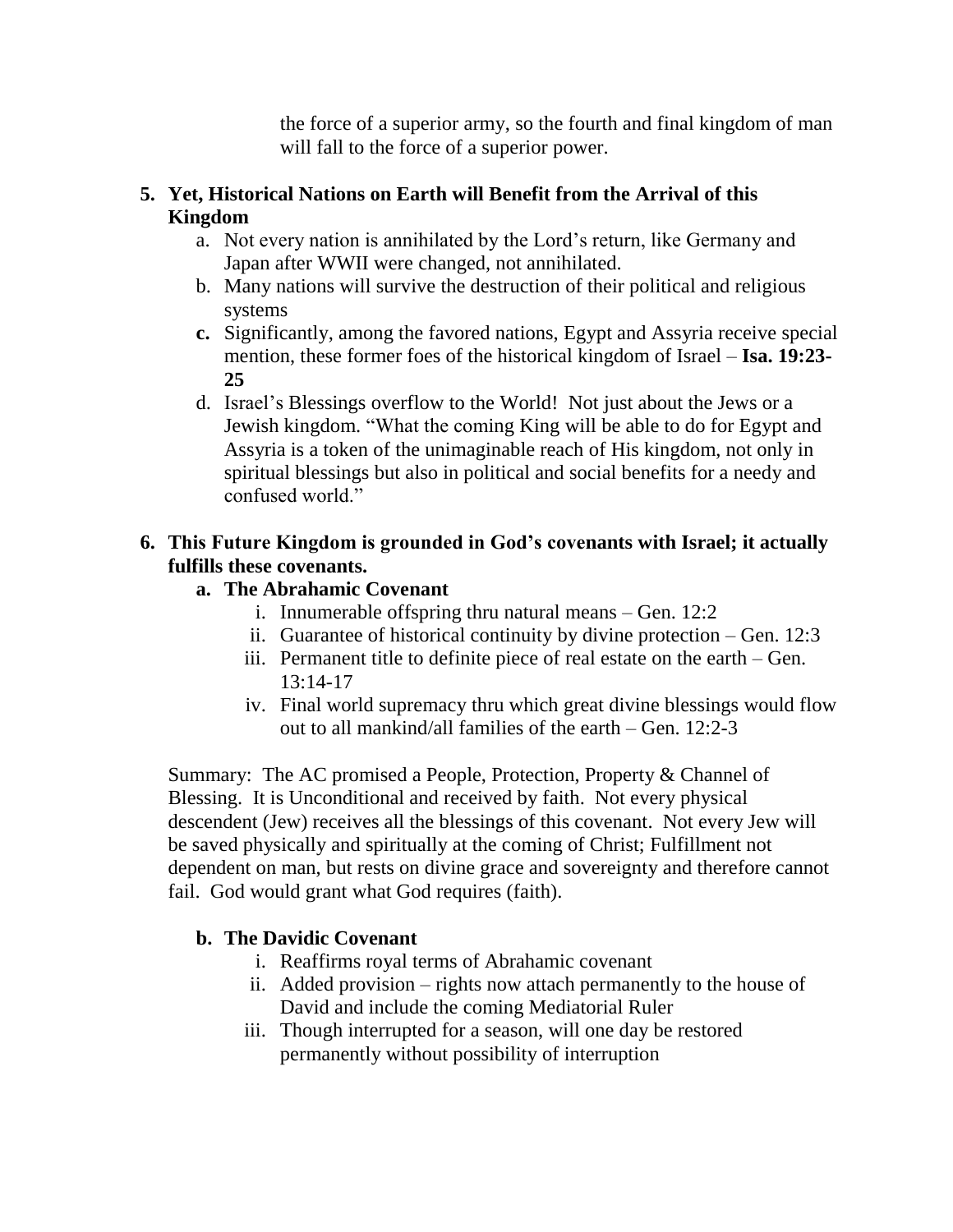the force of a superior army, so the fourth and final kingdom of man will fall to the force of a superior power.

5. **Yet, Historical Nations on Earth will Benefit from the Arrival of this Kingdom**
   a. Not every nation is annihilated by the Lord's return, like Germany and Japan after WWII were changed, not annihilated.
   b. Many nations will survive the destruction of their political and religious systems
   c. Significantly, among the favored nations, Egypt and Assyria receive special mention, these former foes of the historical kingdom of Israel – **Isa. 19:23-25**
   d. Israel's Blessings overflow to the World! Not just about the Jews or a Jewish kingdom. "What the coming King will be able to do for Egypt and Assyria is a token of the unimaginable reach of His kingdom, not only in spiritual blessings but also in political and social benefits for a needy and confused world."

6. **This Future Kingdom is grounded in God's covenants with Israel; it actually fulfills these covenants.**
   a. **The Abrahamic Covenant**
      i. Innumerable offspring thru natural means – Gen. 12:2
      ii. Guarantee of historical continuity by divine protection – Gen. 12:3
      iii. Permanent title to definite piece of real estate on the earth – Gen. 13:14-17
      iv. Final world supremacy thru which great divine blessings would flow out to all mankind/all families of the earth – Gen. 12:2-3

Summary: The AC promised a People, Protection, Property & Channel of Blessing. It is Unconditional and received by faith. Not every physical descendent (Jew) receives all the blessings of this covenant. Not every Jew will be saved physically and spiritually at the coming of Christ; Fulfillment not dependent on man, but rests on divine grace and sovereignty and therefore cannot fail. God would grant what God requires (faith).

   b. **The Davidic Covenant**
      i. Reaffirms royal terms of Abrahamic covenant
      ii. Added provision – rights now attach permanently to the house of David and include the coming Mediatorial Ruler
      iii. Though interrupted for a season, will one day be restored permanently without possibility of interruption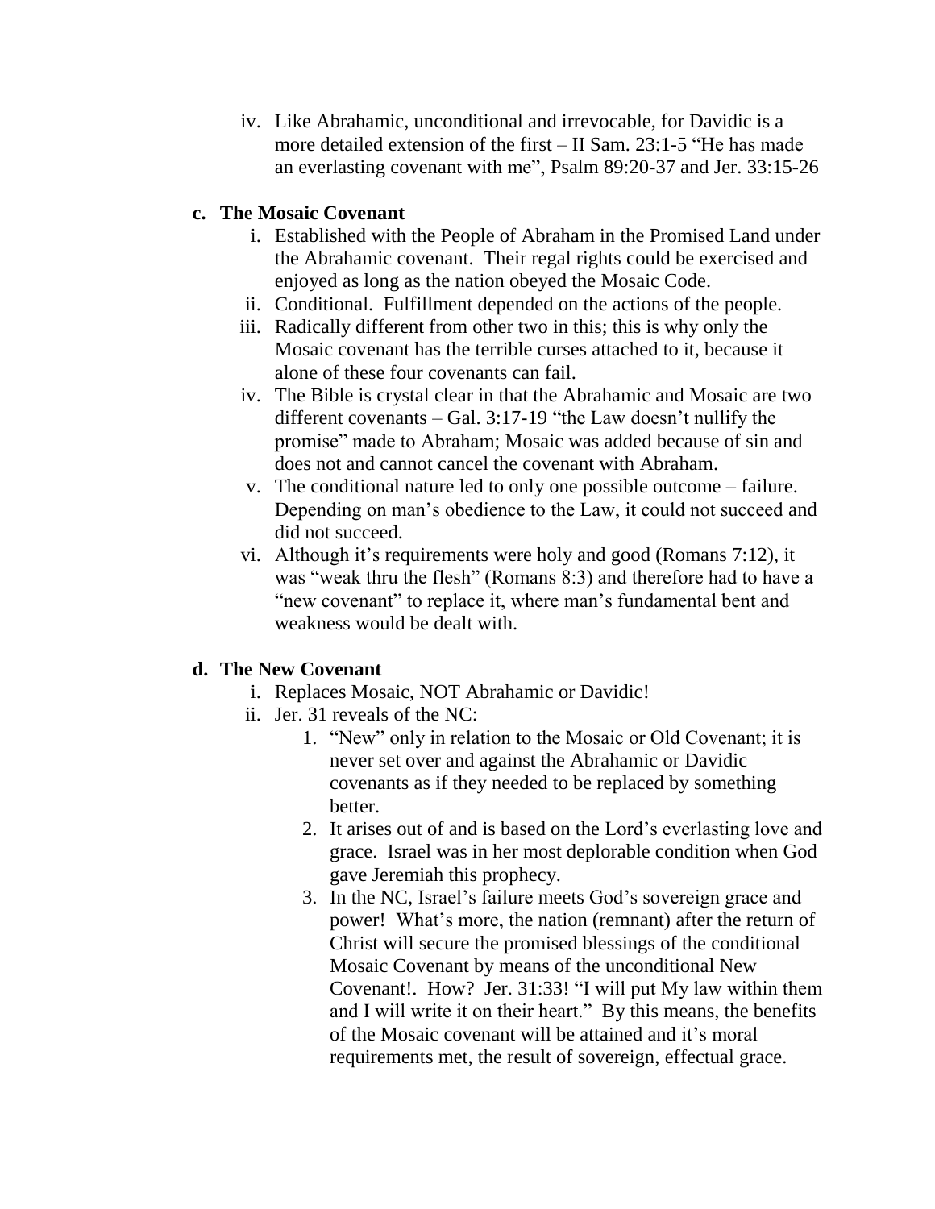iv. Like Abrahamic, unconditional and irrevocable, for Davidic is a more detailed extension of the first – II Sam. 23:1-5 "He has made an everlasting covenant with me", Psalm 89:20-37 and Jer. 33:15-26

**c. The Mosaic Covenant**

i. Established with the People of Abraham in the Promised Land under the Abrahamic covenant. Their regal rights could be exercised and enjoyed as long as the nation obeyed the Mosaic Code.

ii. Conditional. Fulfillment depended on the actions of the people.

iii. Radically different from other two in this; this is why only the Mosaic covenant has the terrible curses attached to it, because it alone of these four covenants can fail.

iv. The Bible is crystal clear in that the Abrahamic and Mosaic are two different covenants – Gal. 3:17-19 "the Law doesn't nullify the promise" made to Abraham; Mosaic was added because of sin and does not and cannot cancel the covenant with Abraham.

v. The conditional nature led to only one possible outcome – failure. Depending on man's obedience to the Law, it could not succeed and did not succeed.

vi. Although it's requirements were holy and good (Romans 7:12), it was "weak thru the flesh" (Romans 8:3) and therefore had to have a "new covenant" to replace it, where man's fundamental bent and weakness would be dealt with.

**d. The New Covenant**

i. Replaces Mosaic, NOT Abrahamic or Davidic!

ii. Jer. 31 reveals of the NC:

1. "New" only in relation to the Mosaic or Old Covenant; it is never set over and against the Abrahamic or Davidic covenants as if they needed to be replaced by something better.
2. It arises out of and is based on the Lord's everlasting love and grace. Israel was in her most deplorable condition when God gave Jeremiah this prophecy.
3. In the NC, Israel's failure meets God's sovereign grace and power! What's more, the nation (remnant) after the return of Christ will secure the promised blessings of the conditional Mosaic Covenant by means of the unconditional New Covenant!. How? Jer. 31:33! "I will put My law within them and I will write it on their heart." By this means, the benefits of the Mosaic covenant will be attained and it's moral requirements met, the result of sovereign, effectual grace.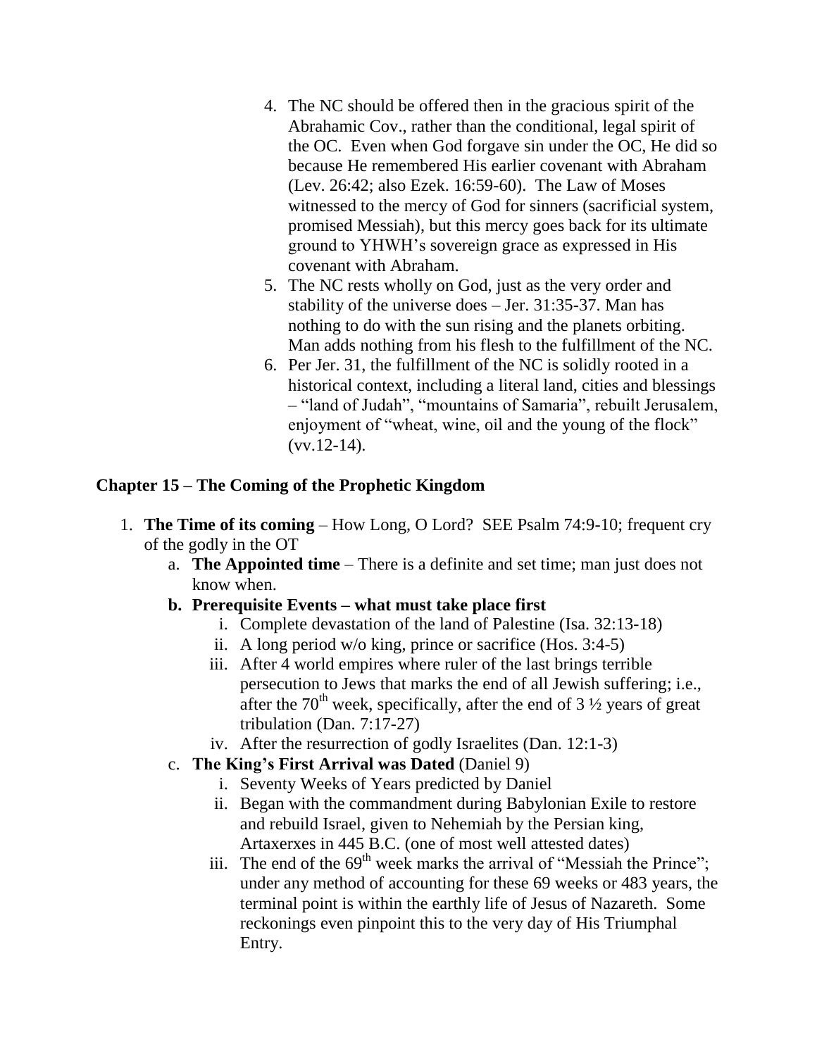4. The NC should be offered then in the gracious spirit of the Abrahamic Cov., rather than the conditional, legal spirit of the OC. Even when God forgave sin under the OC, He did so because He remembered His earlier covenant with Abraham (Lev. 26:42; also Ezek. 16:59-60). The Law of Moses witnessed to the mercy of God for sinners (sacrificial system, promised Messiah), but this mercy goes back for its ultimate ground to YHWH's sovereign grace as expressed in His covenant with Abraham.
5. The NC rests wholly on God, just as the very order and stability of the universe does – Jer. 31:35-37. Man has nothing to do with the sun rising and the planets orbiting. Man adds nothing from his flesh to the fulfillment of the NC.
6. Per Jer. 31, the fulfillment of the NC is solidly rooted in a historical context, including a literal land, cities and blessings – "land of Judah", "mountains of Samaria", rebuilt Jerusalem, enjoyment of "wheat, wine, oil and the young of the flock" (vv.12-14).

## Chapter 15 – The Coming of the Prophetic Kingdom

1. **The Time of its coming** – How Long, O Lord? SEE Psalm 74:9-10; frequent cry of the godly in the OT
   a. **The Appointed time** – There is a definite and set time; man just does not know when.
   b. **Prerequisite Events – what must take place first**
      i. Complete devastation of the land of Palestine (Isa. 32:13-18)
      ii. A long period w/o king, prince or sacrifice (Hos. 3:4-5)
      iii. After 4 world empires where ruler of the last brings terrible persecution to Jews that marks the end of all Jewish suffering; i.e., after the 70th week, specifically, after the end of 3 ½ years of great tribulation (Dan. 7:17-27)
      iv. After the resurrection of godly Israelites (Dan. 12:1-3)
   c. **The King's First Arrival was Dated** (Daniel 9)
      i. Seventy Weeks of Years predicted by Daniel
      ii. Began with the commandment during Babylonian Exile to restore and rebuild Israel, given to Nehemiah by the Persian king, Artaxerxes in 445 B.C. (one of most well attested dates)
      iii. The end of the 69th week marks the arrival of "Messiah the Prince"; under any method of accounting for these 69 weeks or 483 years, the terminal point is within the earthly life of Jesus of Nazareth. Some reckonings even pinpoint this to the very day of His Triumphal Entry.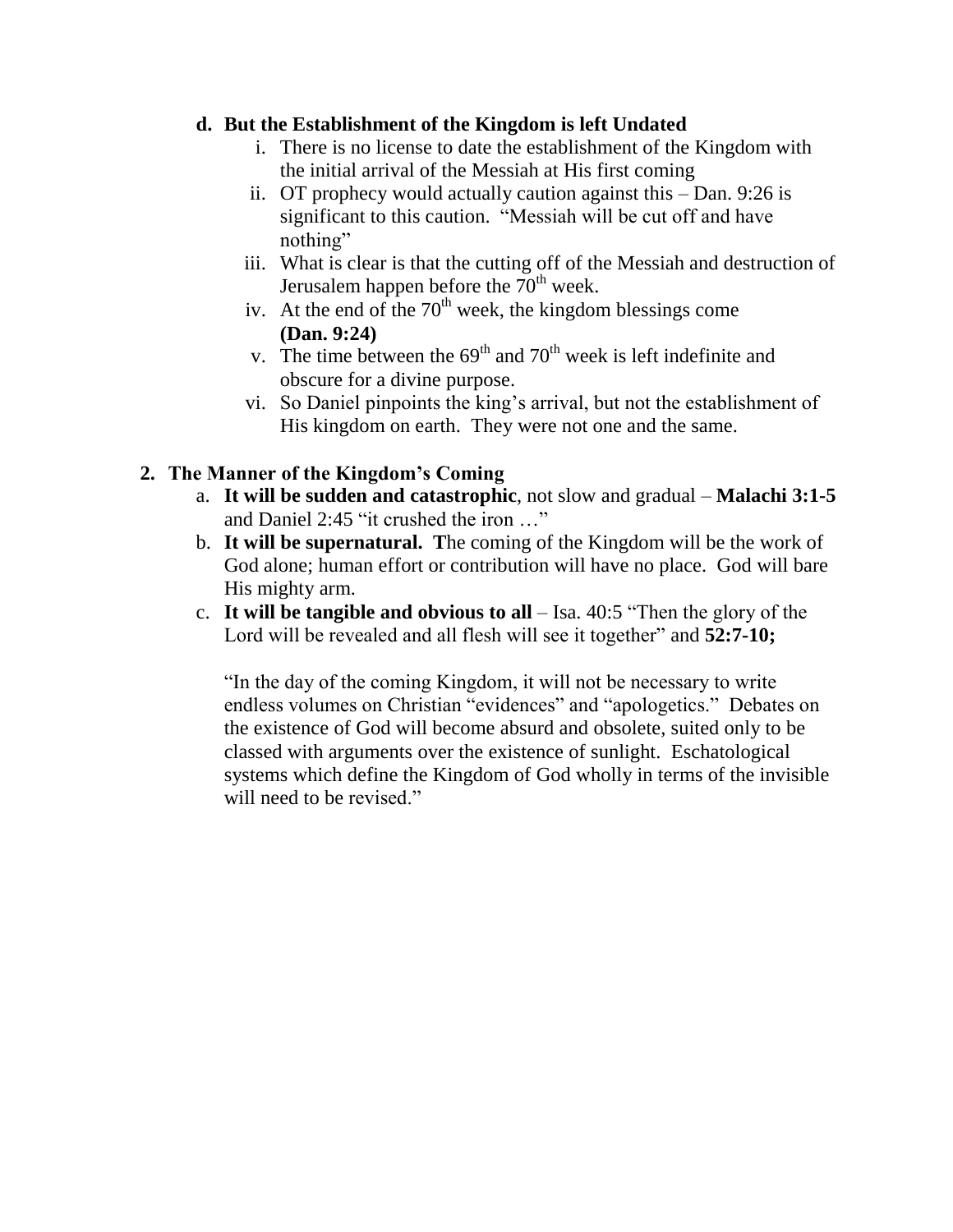**d. But the Establishment of the Kingdom is left Undated**

i. There is no license to date the establishment of the Kingdom with the initial arrival of the Messiah at His first coming
ii. OT prophecy would actually caution against this – Dan. 9:26 is significant to this caution. "Messiah will be cut off and have nothing"
iii. What is clear is that the cutting off of the Messiah and destruction of Jerusalem happen before the 70th week.
iv. At the end of the 70th week, the kingdom blessings come **(Dan. 9:24)**
v. The time between the 69th and 70th week is left indefinite and obscure for a divine purpose.
vi. So Daniel pinpoints the king's arrival, but not the establishment of His kingdom on earth. They were not one and the same.

**2. The Manner of the Kingdom's Coming**

a. **It will be sudden and catastrophic**, not slow and gradual – **Malachi 3:1-5** and Daniel 2:45 "it crushed the iron …"
b. **It will be supernatural. T**he coming of the Kingdom will be the work of God alone; human effort or contribution will have no place. God will bare His mighty arm.
c. **It will be tangible and obvious to all** – Isa. 40:5 "Then the glory of the Lord will be revealed and all flesh will see it together" and **52:7-10;**

"In the day of the coming Kingdom, it will not be necessary to write endless volumes on Christian "evidences" and "apologetics." Debates on the existence of God will become absurd and obsolete, suited only to be classed with arguments over the existence of sunlight. Eschatological systems which define the Kingdom of God wholly in terms of the invisible will need to be revised."